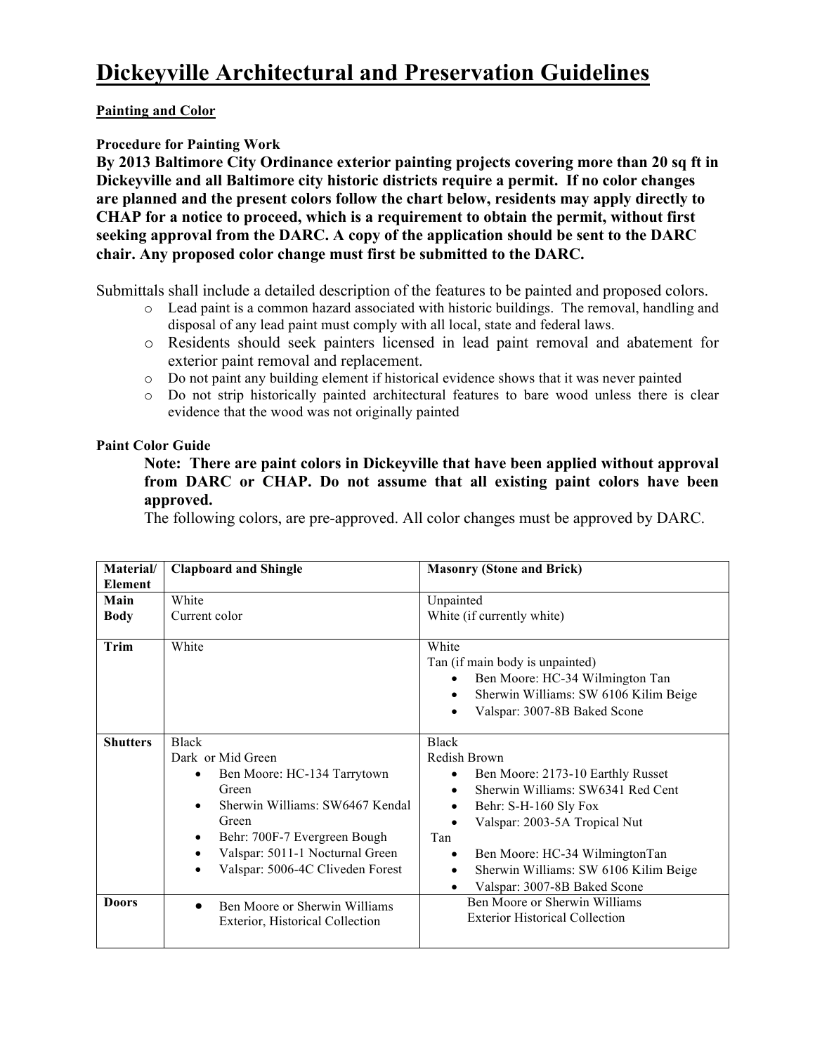# Dickeyville Architectural and Preservation Guidelines

## Painting and Color

### Procedure for Painting Work

**By 2013 Baltimore City Ordinance exterior painting projects covering more than 20 sq ft in Dickeyville and all Baltimore city historic districts require a permit. If no color changes are planned and the present colors follow the chart below, residents may apply directly to CHAP for a notice to proceed, which is a requirement to obtain the permit, without first seeking approval from the DARC. A copy of the application should be sent to the DARC chair. Any proposed color change must first be submitted to the DARC.**

Submittals shall include a detailed description of the features to be painted and proposed colors.

- Lead paint is a common hazard associated with historic buildings. The removal, handling and disposal of any lead paint must comply with all local, state and federal laws.
- Residents should seek painters licensed in lead paint removal and abatement for exterior paint removal and replacement.
- Do not paint any building element if historical evidence shows that it was never painted
- Do not strip historically painted architectural features to bare wood unless there is clear evidence that the wood was not originally painted

### Paint Color Guide

**Note: There are paint colors in Dickeyville that have been applied without approval from DARC or CHAP. Do not assume that all existing paint colors have been approved.**

The following colors, are pre-approved. All color changes must be approved by DARC.

| Material/ Element | Clapboard and Shingle | Masonry (Stone and Brick) |
|---|---|---|
| **Main Body** | White<br>Current color | Unpainted<br>White (if currently white) |
| **Trim** | White | White<br>Tan (if main body is unpainted)<br>• Ben Moore: HC-34 Wilmington Tan<br>• Sherwin Williams: SW 6106 Kilim Beige<br>• Valspar: 3007-8B Baked Scone |
| **Shutters** | Black<br>Dark or Mid Green<br>• Ben Moore: HC-134 Tarrytown Green<br>• Sherwin Williams: SW6467 Kendal Green<br>• Behr: 700F-7 Evergreen Bough<br>• Valspar: 5011-1 Nocturnal Green<br>• Valspar: 5006-4C Cliveden Forest | Black<br>Redish Brown<br>• Ben Moore: 2173-10 Earthly Russet<br>• Sherwin Williams: SW6341 Red Cent<br>• Behr: S-H-160 Sly Fox<br>• Valspar: 2003-5A Tropical Nut<br>Tan<br>• Ben Moore: HC-34 WilmingtonTan<br>• Sherwin Williams: SW 6106 Kilim Beige<br>• Valspar: 3007-8B Baked Scone |
| **Doors** | • Ben Moore or Sherwin Williams Exterior, Historical Collection | Ben Moore or Sherwin Williams Exterior Historical Collection |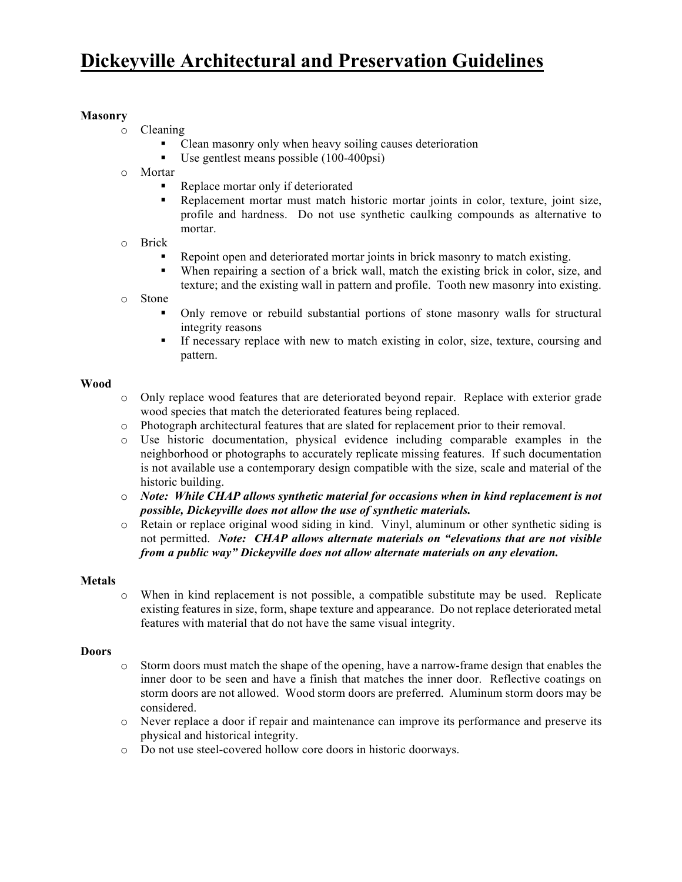# Dickeyville Architectural and Preservation Guidelines

**Masonry**

- Cleaning
  - Clean masonry only when heavy soiling causes deterioration
  - Use gentlest means possible (100-400psi)
- Mortar
  - Replace mortar only if deteriorated
  - Replacement mortar must match historic mortar joints in color, texture, joint size, profile and hardness. Do not use synthetic caulking compounds as alternative to mortar.
- Brick
  - Repoint open and deteriorated mortar joints in brick masonry to match existing.
  - When repairing a section of a brick wall, match the existing brick in color, size, and texture; and the existing wall in pattern and profile. Tooth new masonry into existing.
- Stone
  - Only remove or rebuild substantial portions of stone masonry walls for structural integrity reasons
  - If necessary replace with new to match existing in color, size, texture, coursing and pattern.

**Wood**

- Only replace wood features that are deteriorated beyond repair. Replace with exterior grade wood species that match the deteriorated features being replaced.
- Photograph architectural features that are slated for replacement prior to their removal.
- Use historic documentation, physical evidence including comparable examples in the neighborhood or photographs to accurately replicate missing features. If such documentation is not available use a contemporary design compatible with the size, scale and material of the historic building.
- ***Note: While CHAP allows synthetic material for occasions when in kind replacement is not possible, Dickeyville does not allow the use of synthetic materials.***
- Retain or replace original wood siding in kind. Vinyl, aluminum or other synthetic siding is not permitted. ***Note: CHAP allows alternate materials on "elevations that are not visible from a public way" Dickeyville does not allow alternate materials on any elevation.***

**Metals**

- When in kind replacement is not possible, a compatible substitute may be used. Replicate existing features in size, form, shape texture and appearance. Do not replace deteriorated metal features with material that do not have the same visual integrity.

**Doors**

- Storm doors must match the shape of the opening, have a narrow-frame design that enables the inner door to be seen and have a finish that matches the inner door. Reflective coatings on storm doors are not allowed. Wood storm doors are preferred. Aluminum storm doors may be considered.
- Never replace a door if repair and maintenance can improve its performance and preserve its physical and historical integrity.
- Do not use steel-covered hollow core doors in historic doorways.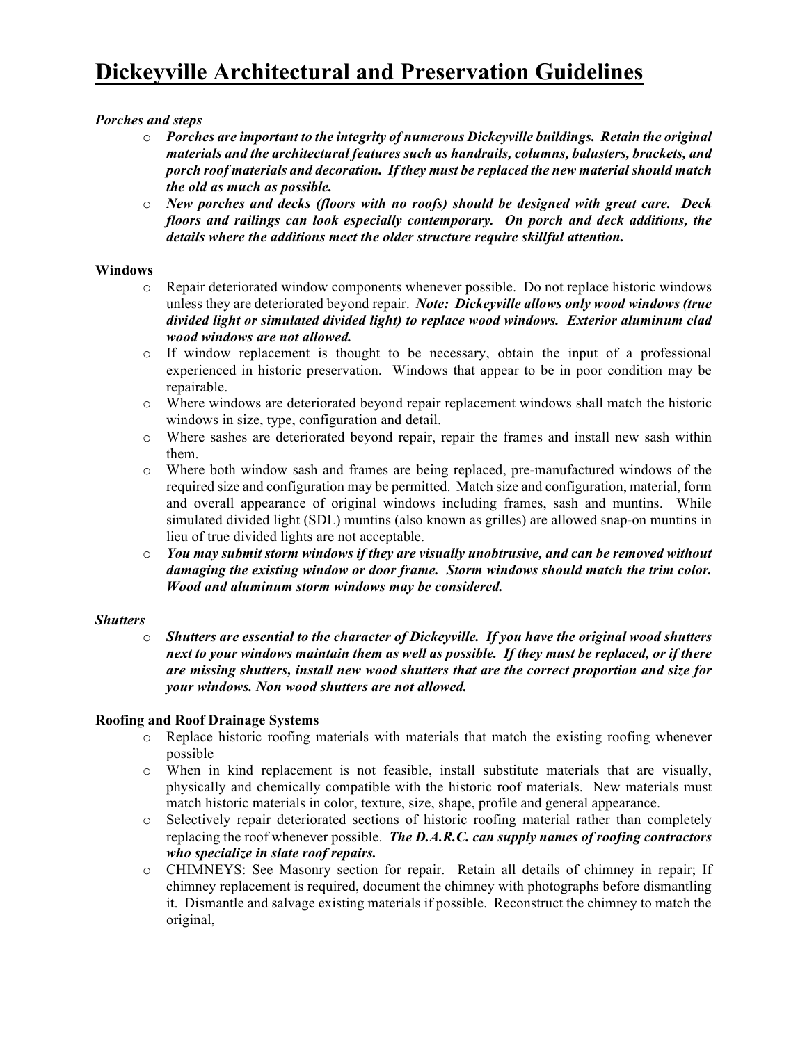# Dickeyville Architectural and Preservation Guidelines

***Porches and steps***

- ***Porches are important to the integrity of numerous Dickeyville buildings. Retain the original materials and the architectural features such as handrails, columns, balusters, brackets, and porch roof materials and decoration. If they must be replaced the new material should match the old as much as possible.***
- ***New porches and decks (floors with no roofs) should be designed with great care. Deck floors and railings can look especially contemporary. On porch and deck additions, the details where the additions meet the older structure require skillful attention.***

**Windows**

- Repair deteriorated window components whenever possible. Do not replace historic windows unless they are deteriorated beyond repair. ***Note: Dickeyville allows only wood windows (true divided light or simulated divided light) to replace wood windows. Exterior aluminum clad wood windows are not allowed.***
- If window replacement is thought to be necessary, obtain the input of a professional experienced in historic preservation. Windows that appear to be in poor condition may be repairable.
- Where windows are deteriorated beyond repair replacement windows shall match the historic windows in size, type, configuration and detail.
- Where sashes are deteriorated beyond repair, repair the frames and install new sash within them.
- Where both window sash and frames are being replaced, pre-manufactured windows of the required size and configuration may be permitted. Match size and configuration, material, form and overall appearance of original windows including frames, sash and muntins. While simulated divided light (SDL) muntins (also known as grilles) are allowed snap-on muntins in lieu of true divided lights are not acceptable.
- ***You may submit storm windows if they are visually unobtrusive, and can be removed without damaging the existing window or door frame. Storm windows should match the trim color. Wood and aluminum storm windows may be considered.***

***Shutters***

- ***Shutters are essential to the character of Dickeyville. If you have the original wood shutters next to your windows maintain them as well as possible. If they must be replaced, or if there are missing shutters, install new wood shutters that are the correct proportion and size for your windows. Non wood shutters are not allowed.***

**Roofing and Roof Drainage Systems**

- Replace historic roofing materials with materials that match the existing roofing whenever possible
- When in kind replacement is not feasible, install substitute materials that are visually, physically and chemically compatible with the historic roof materials. New materials must match historic materials in color, texture, size, shape, profile and general appearance.
- Selectively repair deteriorated sections of historic roofing material rather than completely replacing the roof whenever possible. ***The D.A.R.C. can supply names of roofing contractors who specialize in slate roof repairs.***
- CHIMNEYS: See Masonry section for repair. Retain all details of chimney in repair; If chimney replacement is required, document the chimney with photographs before dismantling it. Dismantle and salvage existing materials if possible. Reconstruct the chimney to match the original,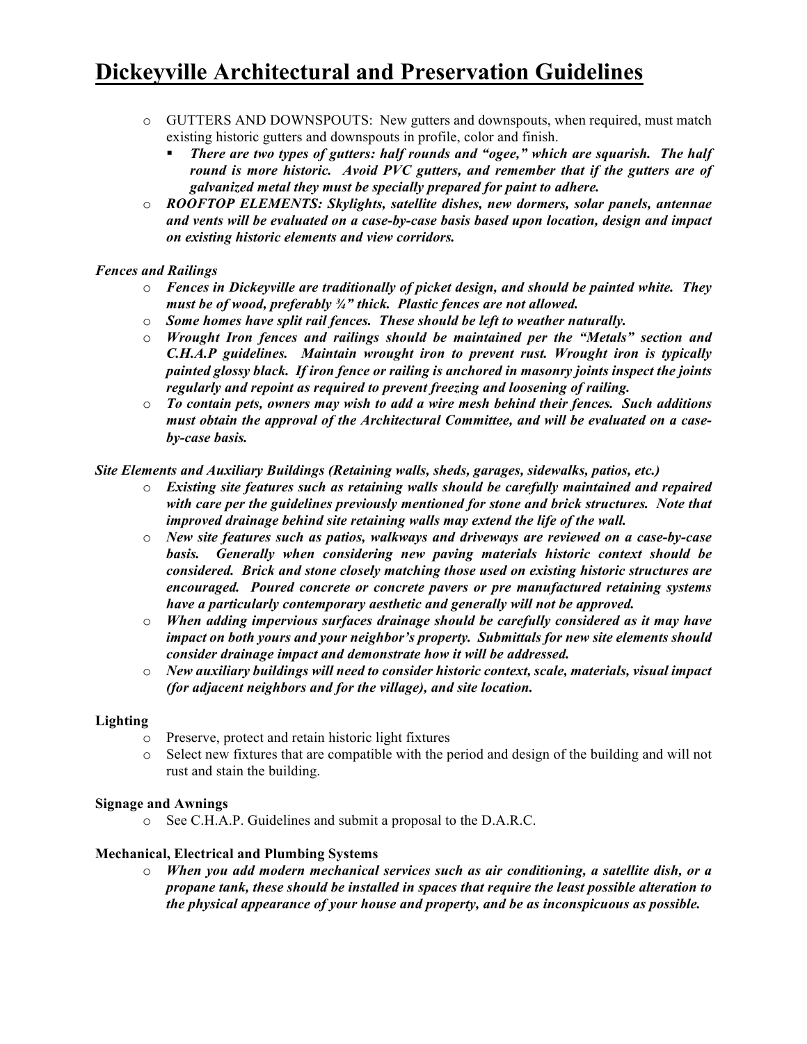# Dickeyville Architectural and Preservation Guidelines

- GUTTERS AND DOWNSPOUTS: New gutters and downspouts, when required, must match existing historic gutters and downspouts in profile, color and finish.
  - ***There are two types of gutters: half rounds and "ogee," which are squarish. The half round is more historic. Avoid PVC gutters, and remember that if the gutters are of galvanized metal they must be specially prepared for paint to adhere.***
- ***ROOFTOP ELEMENTS: Skylights, satellite dishes, new dormers, solar panels, antennae and vents will be evaluated on a case-by-case basis based upon location, design and impact on existing historic elements and view corridors.***

***Fences and Railings***

- ***Fences in Dickeyville are traditionally of picket design, and should be painted white. They must be of wood, preferably ¾" thick. Plastic fences are not allowed.***
- ***Some homes have split rail fences. These should be left to weather naturally.***
- ***Wrought Iron fences and railings should be maintained per the "Metals" section and C.H.A.P guidelines. Maintain wrought iron to prevent rust. Wrought iron is typically painted glossy black. If iron fence or railing is anchored in masonry joints inspect the joints regularly and repoint as required to prevent freezing and loosening of railing.***
- ***To contain pets, owners may wish to add a wire mesh behind their fences. Such additions must obtain the approval of the Architectural Committee, and will be evaluated on a case-by-case basis.***

***Site Elements and Auxiliary Buildings (Retaining walls, sheds, garages, sidewalks, patios, etc.)***

- ***Existing site features such as retaining walls should be carefully maintained and repaired with care per the guidelines previously mentioned for stone and brick structures. Note that improved drainage behind site retaining walls may extend the life of the wall.***
- ***New site features such as patios, walkways and driveways are reviewed on a case-by-case basis. Generally when considering new paving materials historic context should be considered. Brick and stone closely matching those used on existing historic structures are encouraged. Poured concrete or concrete pavers or pre manufactured retaining systems have a particularly contemporary aesthetic and generally will not be approved.***
- ***When adding impervious surfaces drainage should be carefully considered as it may have impact on both yours and your neighbor's property. Submittals for new site elements should consider drainage impact and demonstrate how it will be addressed.***
- ***New auxiliary buildings will need to consider historic context, scale, materials, visual impact (for adjacent neighbors and for the village), and site location.***

**Lighting**

- Preserve, protect and retain historic light fixtures
- Select new fixtures that are compatible with the period and design of the building and will not rust and stain the building.

**Signage and Awnings**

- See C.H.A.P. Guidelines and submit a proposal to the D.A.R.C.

**Mechanical, Electrical and Plumbing Systems**

- ***When you add modern mechanical services such as air conditioning, a satellite dish, or a propane tank, these should be installed in spaces that require the least possible alteration to the physical appearance of your house and property, and be as inconspicuous as possible.***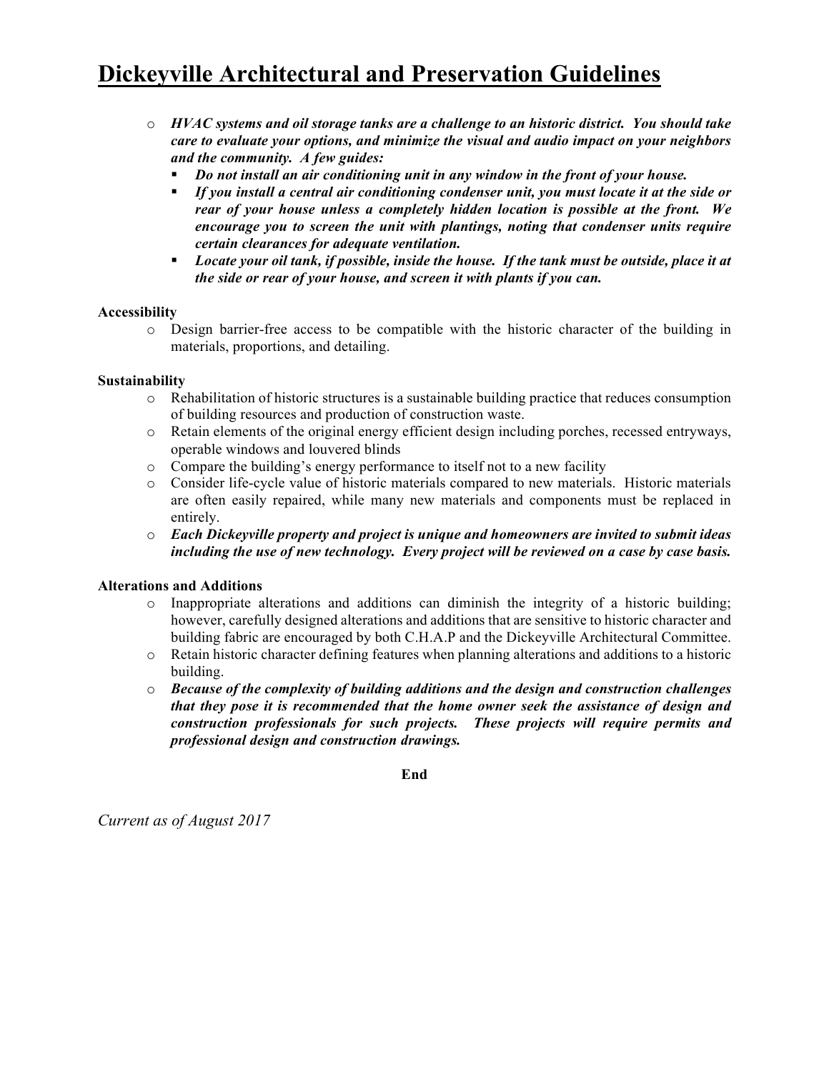# Dickeyville Architectural and Preservation Guidelines

- ***HVAC systems and oil storage tanks are a challenge to an historic district. You should take care to evaluate your options, and minimize the visual and audio impact on your neighbors and the community. A few guides:***
  - ***Do not install an air conditioning unit in any window in the front of your house.***
  - ***If you install a central air conditioning condenser unit, you must locate it at the side or rear of your house unless a completely hidden location is possible at the front. We encourage you to screen the unit with plantings, noting that condenser units require certain clearances for adequate ventilation.***
  - ***Locate your oil tank, if possible, inside the house. If the tank must be outside, place it at the side or rear of your house, and screen it with plants if you can.***

**Accessibility**

- Design barrier-free access to be compatible with the historic character of the building in materials, proportions, and detailing.

**Sustainability**

- Rehabilitation of historic structures is a sustainable building practice that reduces consumption of building resources and production of construction waste.
- Retain elements of the original energy efficient design including porches, recessed entryways, operable windows and louvered blinds
- Compare the building's energy performance to itself not to a new facility
- Consider life-cycle value of historic materials compared to new materials. Historic materials are often easily repaired, while many new materials and components must be replaced in entirely.
- ***Each Dickeyville property and project is unique and homeowners are invited to submit ideas including the use of new technology. Every project will be reviewed on a case by case basis.***

**Alterations and Additions**

- Inappropriate alterations and additions can diminish the integrity of a historic building; however, carefully designed alterations and additions that are sensitive to historic character and building fabric are encouraged by both C.H.A.P and the Dickeyville Architectural Committee.
- Retain historic character defining features when planning alterations and additions to a historic building.
- ***Because of the complexity of building additions and the design and construction challenges that they pose it is recommended that the home owner seek the assistance of design and construction professionals for such projects. These projects will require permits and professional design and construction drawings.***

**End**

*Current as of August 2017*